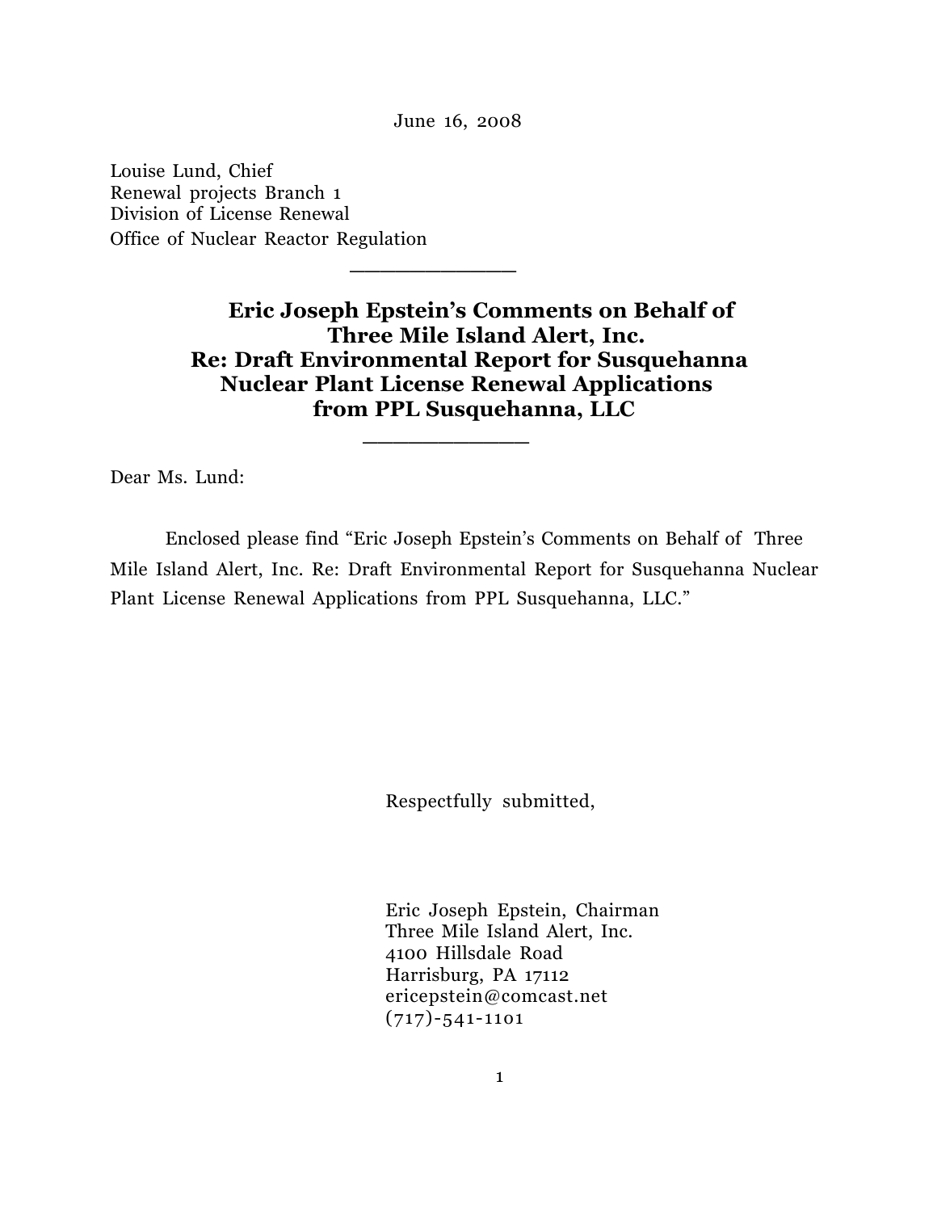June 16, 2008

Louise Lund, Chief
Renewal projects Branch 1
Division of License Renewal
Office of Nuclear Reactor Regulation

---

**Eric Joseph Epstein's Comments on Behalf of Three Mile Island Alert, Inc. Re: Draft Environmental Report for Susquehanna Nuclear Plant License Renewal Applications from PPL Susquehanna, LLC**

---

Dear Ms. Lund:

Enclosed please find "Eric Joseph Epstein's Comments on Behalf of Three Mile Island Alert, Inc. Re: Draft Environmental Report for Susquehanna Nuclear Plant License Renewal Applications from PPL Susquehanna, LLC."

Respectfully submitted,

Eric Joseph Epstein, Chairman
Three Mile Island Alert, Inc.
4100 Hillsdale Road
Harrisburg, PA 17112
ericepstein@comcast.net
(717)-541-1101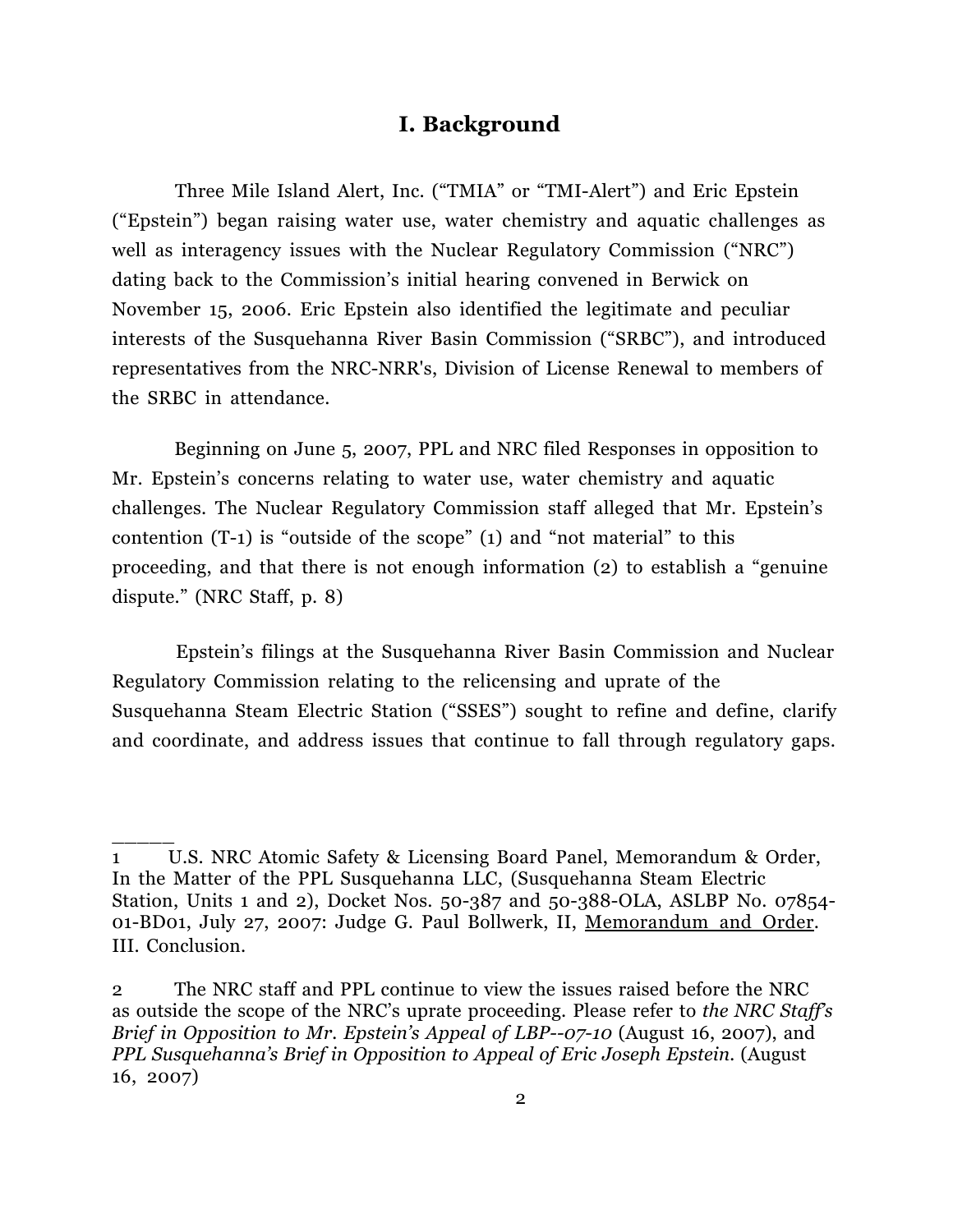## I. Background

Three Mile Island Alert, Inc. ("TMIA" or "TMI-Alert") and Eric Epstein ("Epstein") began raising water use, water chemistry and aquatic challenges as well as interagency issues with the Nuclear Regulatory Commission ("NRC") dating back to the Commission's initial hearing convened in Berwick on November 15, 2006. Eric Epstein also identified the legitimate and peculiar interests of the Susquehanna River Basin Commission ("SRBC"), and introduced representatives from the NRC-NRR's, Division of License Renewal to members of the SRBC in attendance.

Beginning on June 5, 2007, PPL and NRC filed Responses in opposition to Mr. Epstein's concerns relating to water use, water chemistry and aquatic challenges. The Nuclear Regulatory Commission staff alleged that Mr. Epstein's contention (T-1) is "outside of the scope" (1) and "not material" to this proceeding, and that there is not enough information (2) to establish a "genuine dispute." (NRC Staff, p. 8)

Epstein's filings at the Susquehanna River Basin Commission and Nuclear Regulatory Commission relating to the relicensing and uprate of the Susquehanna Steam Electric Station ("SSES") sought to refine and define, clarify and coordinate, and address issues that continue to fall through regulatory gaps.

______

1 U.S. NRC Atomic Safety & Licensing Board Panel, Memorandum & Order, In the Matter of the PPL Susquehanna LLC, (Susquehanna Steam Electric Station, Units 1 and 2), Docket Nos. 50-387 and 50-388-OLA, ASLBP No. 07854-01-BD01, July 27, 2007: Judge G. Paul Bollwerk, II, Memorandum and Order. III. Conclusion.

2 The NRC staff and PPL continue to view the issues raised before the NRC as outside the scope of the NRC's uprate proceeding. Please refer to *the NRC Staff's Brief in Opposition to Mr. Epstein's Appeal of LBP--07-10* (August 16, 2007), and *PPL Susquehanna's Brief in Opposition to Appeal of Eric Joseph Epstein.* (August 16, 2007)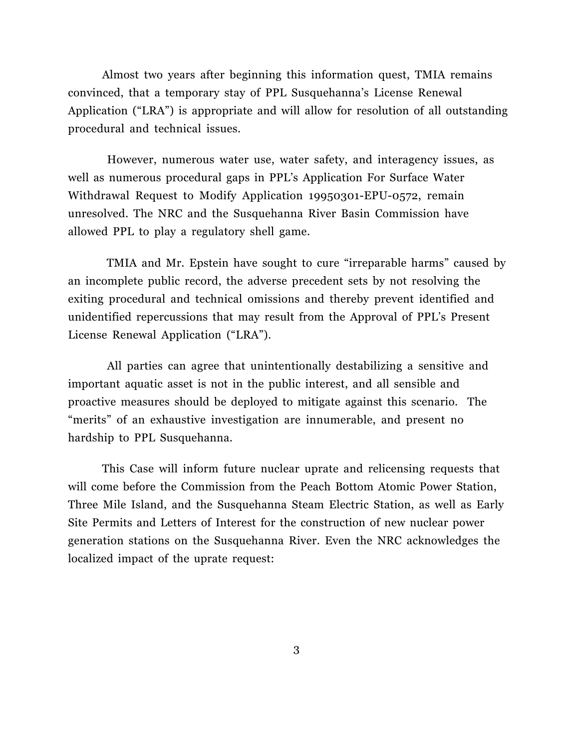Almost two years after beginning this information quest, TMIA remains convinced, that a temporary stay of PPL Susquehanna's License Renewal Application ("LRA") is appropriate and will allow for resolution of all outstanding procedural and technical issues.

However, numerous water use, water safety, and interagency issues, as well as numerous procedural gaps in PPL's Application For Surface Water Withdrawal Request to Modify Application 19950301-EPU-0572, remain unresolved. The NRC and the Susquehanna River Basin Commission have allowed PPL to play a regulatory shell game.

TMIA and Mr. Epstein have sought to cure "irreparable harms" caused by an incomplete public record, the adverse precedent sets by not resolving the exiting procedural and technical omissions and thereby prevent identified and unidentified repercussions that may result from the Approval of PPL's Present License Renewal Application ("LRA").

All parties can agree that unintentionally destabilizing a sensitive and important aquatic asset is not in the public interest, and all sensible and proactive measures should be deployed to mitigate against this scenario. The "merits" of an exhaustive investigation are innumerable, and present no hardship to PPL Susquehanna.

This Case will inform future nuclear uprate and relicensing requests that will come before the Commission from the Peach Bottom Atomic Power Station, Three Mile Island, and the Susquehanna Steam Electric Station, as well as Early Site Permits and Letters of Interest for the construction of new nuclear power generation stations on the Susquehanna River. Even the NRC acknowledges the localized impact of the uprate request: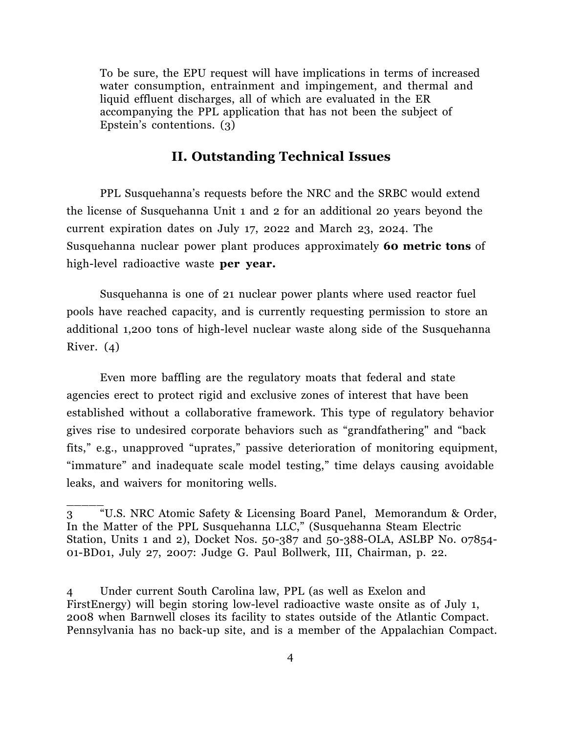> To be sure, the EPU request will have implications in terms of increased water consumption, entrainment and impingement, and thermal and liquid effluent discharges, all of which are evaluated in the ER accompanying the PPL application that has not been the subject of Epstein's contentions. (3)

## II. Outstanding Technical Issues

PPL Susquehanna's requests before the NRC and the SRBC would extend the license of Susquehanna Unit 1 and 2 for an additional 20 years beyond the current expiration dates on July 17, 2022 and March 23, 2024. The Susquehanna nuclear power plant produces approximately **60 metric tons** of high-level radioactive waste **per year.**

Susquehanna is one of 21 nuclear power plants where used reactor fuel pools have reached capacity, and is currently requesting permission to store an additional 1,200 tons of high-level nuclear waste along side of the Susquehanna River. (4)

Even more baffling are the regulatory moats that federal and state agencies erect to protect rigid and exclusive zones of interest that have been established without a collaborative framework. This type of regulatory behavior gives rise to undesired corporate behaviors such as "grandfathering" and "back fits," e.g., unapproved "uprates," passive deterioration of monitoring equipment, "immature" and inadequate scale model testing," time delays causing avoidable leaks, and waivers for monitoring wells.

______

3 "U.S. NRC Atomic Safety & Licensing Board Panel, Memorandum & Order, In the Matter of the PPL Susquehanna LLC," (Susquehanna Steam Electric Station, Units 1 and 2), Docket Nos. 50-387 and 50-388-OLA, ASLBP No. 07854-01-BD01, July 27, 2007: Judge G. Paul Bollwerk, III, Chairman, p. 22.

4 Under current South Carolina law, PPL (as well as Exelon and FirstEnergy) will begin storing low-level radioactive waste onsite as of July 1, 2008 when Barnwell closes its facility to states outside of the Atlantic Compact. Pennsylvania has no back-up site, and is a member of the Appalachian Compact.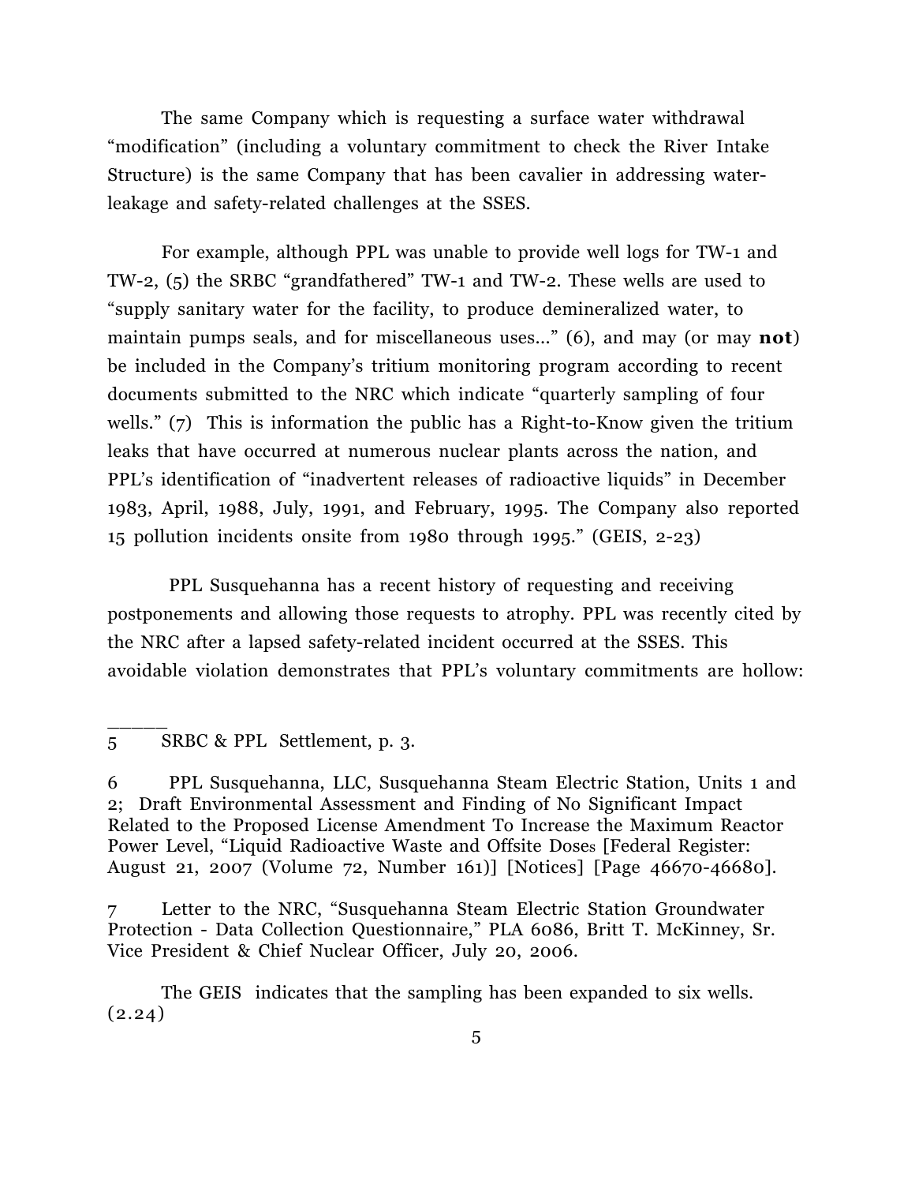The same Company which is requesting a surface water withdrawal "modification" (including a voluntary commitment to check the River Intake Structure) is the same Company that has been cavalier in addressing water-leakage and safety-related challenges at the SSES.

For example, although PPL was unable to provide well logs for TW-1 and TW-2, (5) the SRBC "grandfathered" TW-1 and TW-2. These wells are used to "supply sanitary water for the facility, to produce demineralized water, to maintain pumps seals, and for miscellaneous uses..." (6), and may (or may **not**) be included in the Company's tritium monitoring program according to recent documents submitted to the NRC which indicate "quarterly sampling of four wells." (7) This is information the public has a Right-to-Know given the tritium leaks that have occurred at numerous nuclear plants across the nation, and PPL's identification of "inadvertent releases of radioactive liquids" in December 1983, April, 1988, July, 1991, and February, 1995. The Company also reported 15 pollution incidents onsite from 1980 through 1995." (GEIS, 2-23)

PPL Susquehanna has a recent history of requesting and receiving postponements and allowing those requests to atrophy. PPL was recently cited by the NRC after a lapsed safety-related incident occurred at the SSES. This avoidable violation demonstrates that PPL's voluntary commitments are hollow:

______

5 SRBC & PPL Settlement, p. 3.

6 PPL Susquehanna, LLC, Susquehanna Steam Electric Station, Units 1 and 2; Draft Environmental Assessment and Finding of No Significant Impact Related to the Proposed License Amendment To Increase the Maximum Reactor Power Level, "Liquid Radioactive Waste and Offsite Doses [Federal Register: August 21, 2007 (Volume 72, Number 161)] [Notices] [Page 46670-46680].

7 Letter to the NRC, "Susquehanna Steam Electric Station Groundwater Protection - Data Collection Questionnaire," PLA 6086, Britt T. McKinney, Sr. Vice President & Chief Nuclear Officer, July 20, 2006.

The GEIS indicates that the sampling has been expanded to six wells. (2.24)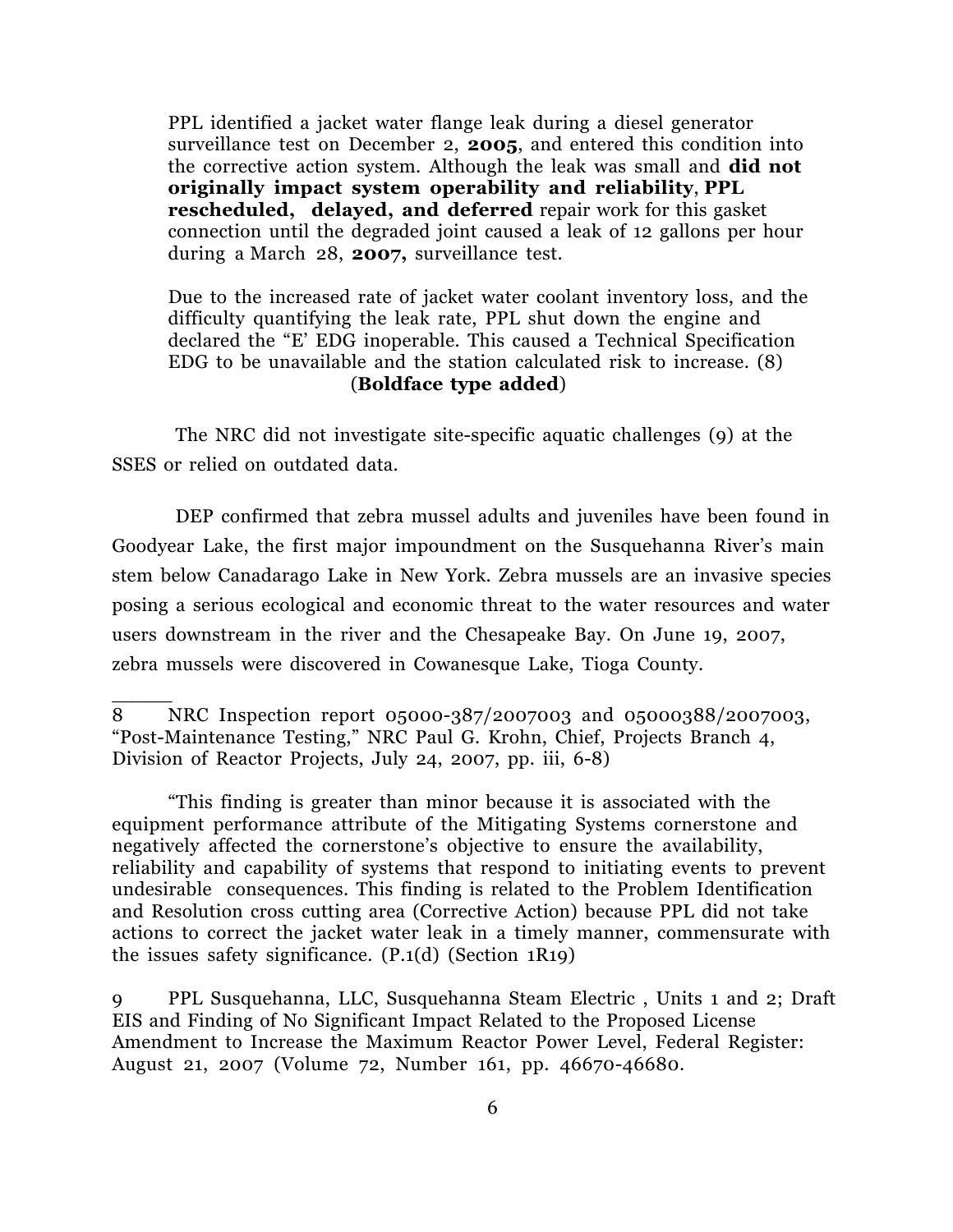> PPL identified a jacket water flange leak during a diesel generator surveillance test on December 2, **2005**, and entered this condition into the corrective action system. Although the leak was small and **did not originally impact system operability and reliability**, **PPL rescheduled, delayed, and deferred** repair work for this gasket connection until the degraded joint caused a leak of 12 gallons per hour during a March 28, **2007,** surveillance test.
>
> Due to the increased rate of jacket water coolant inventory loss, and the difficulty quantifying the leak rate, PPL shut down the engine and declared the "E' EDG inoperable. This caused a Technical Specification EDG to be unavailable and the station calculated risk to increase. (8) (**Boldface type added**)

The NRC did not investigate site-specific aquatic challenges (9) at the SSES or relied on outdated data.

DEP confirmed that zebra mussel adults and juveniles have been found in Goodyear Lake, the first major impoundment on the Susquehanna River's main stem below Canadarago Lake in New York. Zebra mussels are an invasive species posing a serious ecological and economic threat to the water resources and water users downstream in the river and the Chesapeake Bay. On June 19, 2007, zebra mussels were discovered in Cowanesque Lake, Tioga County.

---

8 NRC Inspection report 05000-387/2007003 and 05000388/2007003, "Post-Maintenance Testing," NRC Paul G. Krohn, Chief, Projects Branch 4, Division of Reactor Projects, July 24, 2007, pp. iii, 6-8)

"This finding is greater than minor because it is associated with the equipment performance attribute of the Mitigating Systems cornerstone and negatively affected the cornerstone's objective to ensure the availability, reliability and capability of systems that respond to initiating events to prevent undesirable consequences. This finding is related to the Problem Identification and Resolution cross cutting area (Corrective Action) because PPL did not take actions to correct the jacket water leak in a timely manner, commensurate with the issues safety significance. (P.1(d) (Section 1R19)

9 PPL Susquehanna, LLC, Susquehanna Steam Electric , Units 1 and 2; Draft EIS and Finding of No Significant Impact Related to the Proposed License Amendment to Increase the Maximum Reactor Power Level, Federal Register: August 21, 2007 (Volume 72, Number 161, pp. 46670-46680.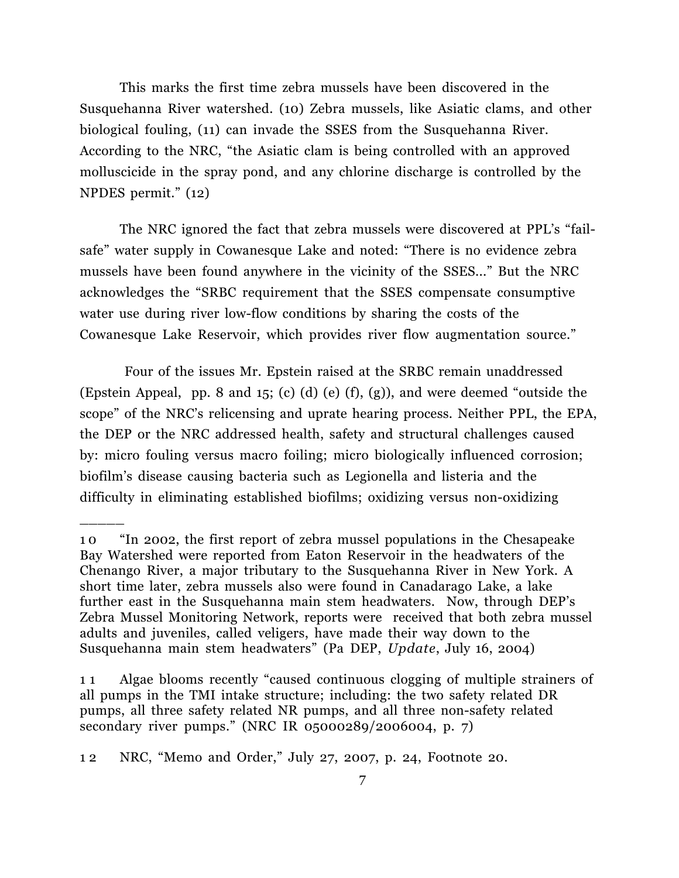This marks the first time zebra mussels have been discovered in the Susquehanna River watershed. (10) Zebra mussels, like Asiatic clams, and other biological fouling, (11) can invade the SSES from the Susquehanna River. According to the NRC, "the Asiatic clam is being controlled with an approved molluscicide in the spray pond, and any chlorine discharge is controlled by the NPDES permit." (12)

The NRC ignored the fact that zebra mussels were discovered at PPL's "fail-safe" water supply in Cowanesque Lake and noted: "There is no evidence zebra mussels have been found anywhere in the vicinity of the SSES..." But the NRC acknowledges the "SRBC requirement that the SSES compensate consumptive water use during river low-flow conditions by sharing the costs of the Cowanesque Lake Reservoir, which provides river flow augmentation source."

Four of the issues Mr. Epstein raised at the SRBC remain unaddressed (Epstein Appeal, pp. 8 and 15; (c) (d) (e) (f), (g)), and were deemed "outside the scope" of the NRC's relicensing and uprate hearing process. Neither PPL, the EPA, the DEP or the NRC addressed health, safety and structural challenges caused by: micro fouling versus macro foiling; micro biologically influenced corrosion; biofilm's disease causing bacteria such as Legionella and listeria and the difficulty in eliminating established biofilms; oxidizing versus non-oxidizing

---

10 "In 2002, the first report of zebra mussel populations in the Chesapeake Bay Watershed were reported from Eaton Reservoir in the headwaters of the Chenango River, a major tributary to the Susquehanna River in New York. A short time later, zebra mussels also were found in Canadarago Lake, a lake further east in the Susquehanna main stem headwaters. Now, through DEP's Zebra Mussel Monitoring Network, reports were received that both zebra mussel adults and juveniles, called veligers, have made their way down to the Susquehanna main stem headwaters" (Pa DEP, *Update*, July 16, 2004)

11 Algae blooms recently "caused continuous clogging of multiple strainers of all pumps in the TMI intake structure; including: the two safety related DR pumps, all three safety related NR pumps, and all three non-safety related secondary river pumps." (NRC IR 05000289/2006004, p. 7)

12 NRC, "Memo and Order," July 27, 2007, p. 24, Footnote 20.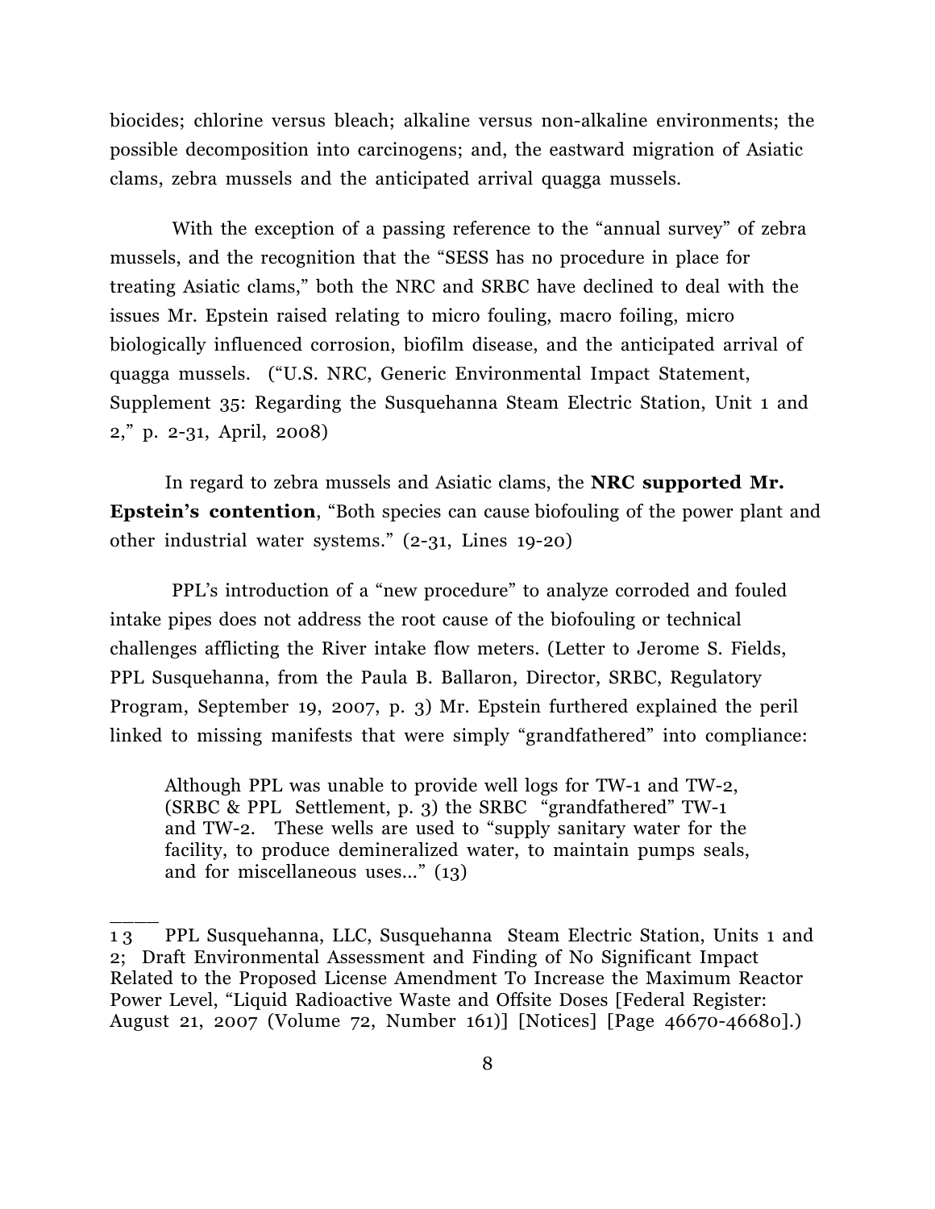biocides; chlorine versus bleach; alkaline versus non-alkaline environments; the possible decomposition into carcinogens; and, the eastward migration of Asiatic clams, zebra mussels and the anticipated arrival quagga mussels.

With the exception of a passing reference to the "annual survey" of zebra mussels, and the recognition that the "SESS has no procedure in place for treating Asiatic clams," both the NRC and SRBC have declined to deal with the issues Mr. Epstein raised relating to micro fouling, macro foiling, micro biologically influenced corrosion, biofilm disease, and the anticipated arrival of quagga mussels. ("U.S. NRC, Generic Environmental Impact Statement, Supplement 35: Regarding the Susquehanna Steam Electric Station, Unit 1 and 2," p. 2-31, April, 2008)

In regard to zebra mussels and Asiatic clams, the **NRC supported Mr. Epstein's contention**, "Both species can cause biofouling of the power plant and other industrial water systems." (2-31, Lines 19-20)

PPL's introduction of a "new procedure" to analyze corroded and fouled intake pipes does not address the root cause of the biofouling or technical challenges afflicting the River intake flow meters. (Letter to Jerome S. Fields, PPL Susquehanna, from the Paula B. Ballaron, Director, SRBC, Regulatory Program, September 19, 2007, p. 3) Mr. Epstein furthered explained the peril linked to missing manifests that were simply "grandfathered" into compliance:

> Although PPL was unable to provide well logs for TW-1 and TW-2, (SRBC & PPL Settlement, p. 3) the SRBC "grandfathered" TW-1 and TW-2. These wells are used to "supply sanitary water for the facility, to produce demineralized water, to maintain pumps seals, and for miscellaneous uses..." (13)

_____

13 PPL Susquehanna, LLC, Susquehanna Steam Electric Station, Units 1 and 2; Draft Environmental Assessment and Finding of No Significant Impact Related to the Proposed License Amendment To Increase the Maximum Reactor Power Level, "Liquid Radioactive Waste and Offsite Doses [Federal Register: August 21, 2007 (Volume 72, Number 161)] [Notices] [Page 46670-46680].)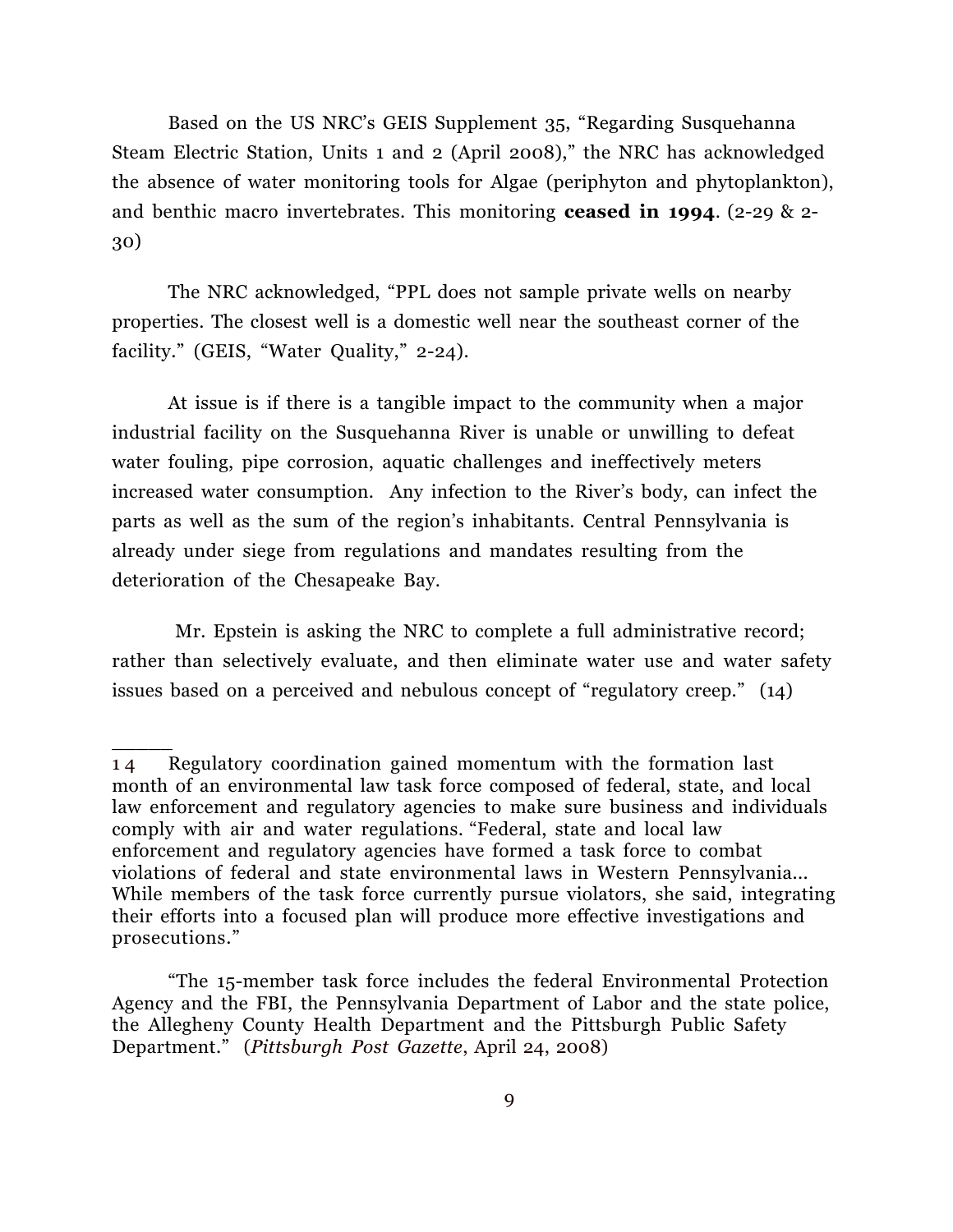Based on the US NRC's GEIS Supplement 35, "Regarding Susquehanna Steam Electric Station, Units 1 and 2 (April 2008)," the NRC has acknowledged the absence of water monitoring tools for Algae (periphyton and phytoplankton), and benthic macro invertebrates. This monitoring **ceased in 1994**. (2-29 & 2-30)

The NRC acknowledged, "PPL does not sample private wells on nearby properties. The closest well is a domestic well near the southeast corner of the facility." (GEIS, "Water Quality," 2-24).

At issue is if there is a tangible impact to the community when a major industrial facility on the Susquehanna River is unable or unwilling to defeat water fouling, pipe corrosion, aquatic challenges and ineffectively meters increased water consumption. Any infection to the River's body, can infect the parts as well as the sum of the region's inhabitants. Central Pennsylvania is already under siege from regulations and mandates resulting from the deterioration of the Chesapeake Bay.

Mr. Epstein is asking the NRC to complete a full administrative record; rather than selectively evaluate, and then eliminate water use and water safety issues based on a perceived and nebulous concept of "regulatory creep." (14)

---

14 Regulatory coordination gained momentum with the formation last month of an environmental law task force composed of federal, state, and local law enforcement and regulatory agencies to make sure business and individuals comply with air and water regulations. "Federal, state and local law enforcement and regulatory agencies have formed a task force to combat violations of federal and state environmental laws in Western Pennsylvania... While members of the task force currently pursue violators, she said, integrating their efforts into a focused plan will produce more effective investigations and prosecutions."

"The 15-member task force includes the federal Environmental Protection Agency and the FBI, the Pennsylvania Department of Labor and the state police, the Allegheny County Health Department and the Pittsburgh Public Safety Department." (*Pittsburgh Post Gazette*, April 24, 2008)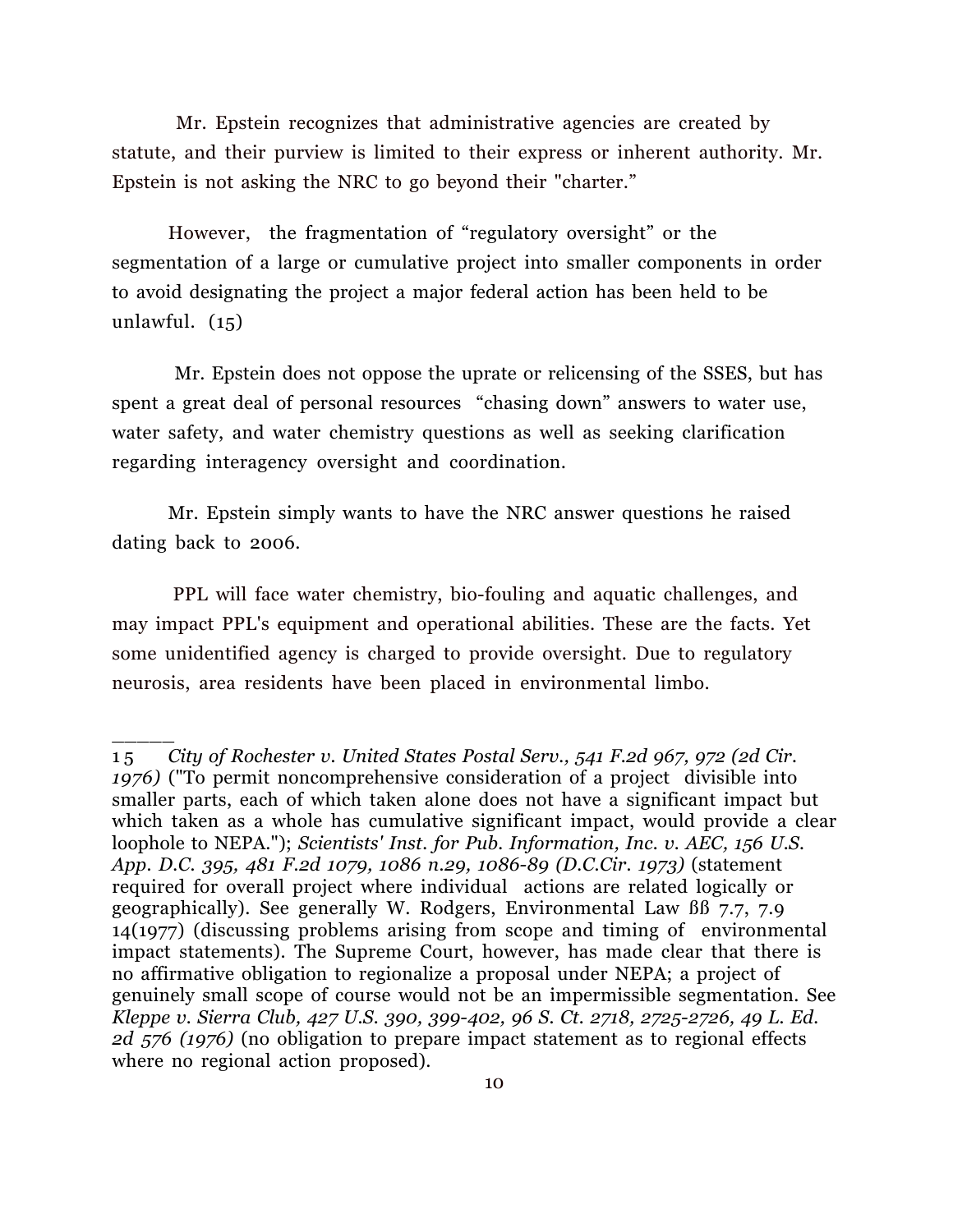Mr. Epstein recognizes that administrative agencies are created by statute, and their purview is limited to their express or inherent authority. Mr. Epstein is not asking the NRC to go beyond their "charter."

However, the fragmentation of "regulatory oversight" or the segmentation of a large or cumulative project into smaller components in order to avoid designating the project a major federal action has been held to be unlawful. (15)

Mr. Epstein does not oppose the uprate or relicensing of the SSES, but has spent a great deal of personal resources "chasing down" answers to water use, water safety, and water chemistry questions as well as seeking clarification regarding interagency oversight and coordination.

Mr. Epstein simply wants to have the NRC answer questions he raised dating back to 2006.

PPL will face water chemistry, bio-fouling and aquatic challenges, and may impact PPL's equipment and operational abilities. These are the facts. Yet some unidentified agency is charged to provide oversight. Due to regulatory neurosis, area residents have been placed in environmental limbo.

______

15 *City of Rochester v. United States Postal Serv., 541 F.2d 967, 972 (2d Cir. 1976)* ("To permit noncomprehensive consideration of a project divisible into smaller parts, each of which taken alone does not have a significant impact but which taken as a whole has cumulative significant impact, would provide a clear loophole to NEPA."); *Scientists' Inst. for Pub. Information, Inc. v. AEC, 156 U.S. App. D.C. 395, 481 F.2d 1079, 1086 n.29, 1086-89 (D.C.Cir. 1973)* (statement required for overall project where individual actions are related logically or geographically). See generally W. Rodgers, Environmental Law ßß 7.7, 7.9 14(1977) (discussing problems arising from scope and timing of environmental impact statements). The Supreme Court, however, has made clear that there is no affirmative obligation to regionalize a proposal under NEPA; a project of genuinely small scope of course would not be an impermissible segmentation. See *Kleppe v. Sierra Club, 427 U.S. 390, 399-402, 96 S. Ct. 2718, 2725-2726, 49 L. Ed. 2d 576 (1976)* (no obligation to prepare impact statement as to regional effects where no regional action proposed).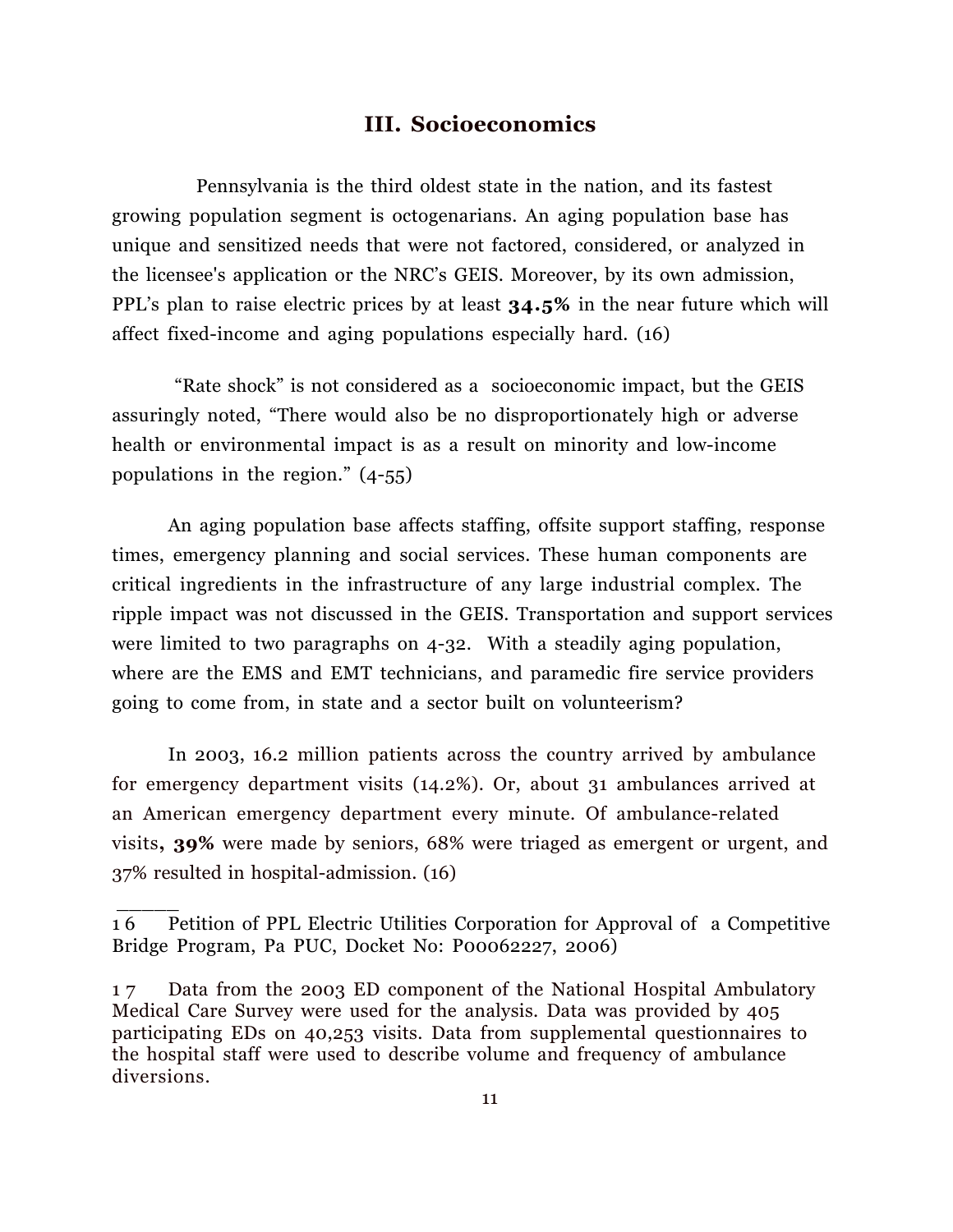## III. Socioeconomics

Pennsylvania is the third oldest state in the nation, and its fastest growing population segment is octogenarians. An aging population base has unique and sensitized needs that were not factored, considered, or analyzed in the licensee's application or the NRC's GEIS. Moreover, by its own admission, PPL's plan to raise electric prices by at least **34.5%** in the near future which will affect fixed-income and aging populations especially hard. (16)

"Rate shock" is not considered as a socioeconomic impact, but the GEIS assuringly noted, "There would also be no disproportionately high or adverse health or environmental impact is as a result on minority and low-income populations in the region." (4-55)

An aging population base affects staffing, offsite support staffing, response times, emergency planning and social services. These human components are critical ingredients in the infrastructure of any large industrial complex. The ripple impact was not discussed in the GEIS. Transportation and support services were limited to two paragraphs on 4-32. With a steadily aging population, where are the EMS and EMT technicians, and paramedic fire service providers going to come from, in state and a sector built on volunteerism?

In 2003, 16.2 million patients across the country arrived by ambulance for emergency department visits (14.2%). Or, about 31 ambulances arrived at an American emergency department every minute. Of ambulance-related visits**, 39%** were made by seniors, 68% were triaged as emergent or urgent, and 37% resulted in hospital-admission. (16)

______

1 6 Petition of PPL Electric Utilities Corporation for Approval of a Competitive Bridge Program, Pa PUC, Docket No: P00062227, 2006)

1 7 Data from the 2003 ED component of the National Hospital Ambulatory Medical Care Survey were used for the analysis. Data was provided by 405 participating EDs on 40,253 visits. Data from supplemental questionnaires to the hospital staff were used to describe volume and frequency of ambulance diversions.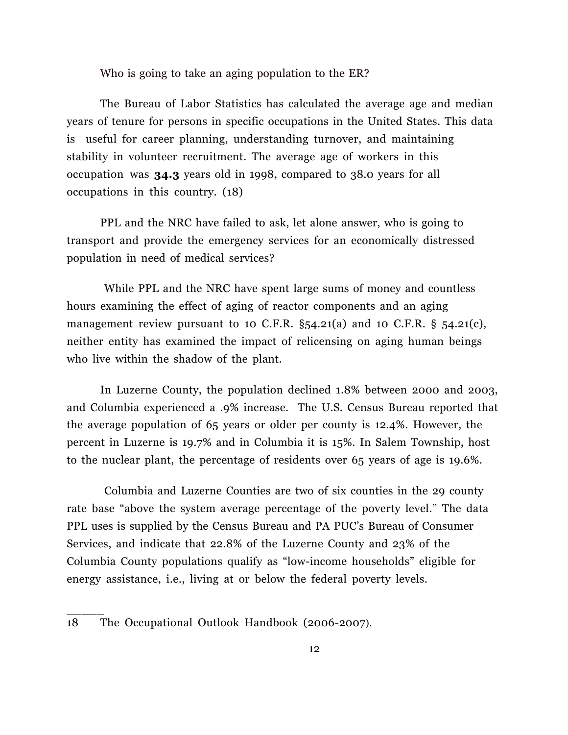Who is going to take an aging population to the ER?

The Bureau of Labor Statistics has calculated the average age and median years of tenure for persons in specific occupations in the United States. This data is useful for career planning, understanding turnover, and maintaining stability in volunteer recruitment. The average age of workers in this occupation was **34.3** years old in 1998, compared to 38.0 years for all occupations in this country. (18)

PPL and the NRC have failed to ask, let alone answer, who is going to transport and provide the emergency services for an economically distressed population in need of medical services?

While PPL and the NRC have spent large sums of money and countless hours examining the effect of aging of reactor components and an aging management review pursuant to 10 C.F.R. §54.21(a) and 10 C.F.R. § 54.21(c), neither entity has examined the impact of relicensing on aging human beings who live within the shadow of the plant.

In Luzerne County, the population declined 1.8% between 2000 and 2003, and Columbia experienced a .9% increase. The U.S. Census Bureau reported that the average population of 65 years or older per county is 12.4%. However, the percent in Luzerne is 19.7% and in Columbia it is 15%. In Salem Township, host to the nuclear plant, the percentage of residents over 65 years of age is 19.6%.

Columbia and Luzerne Counties are two of six counties in the 29 county rate base "above the system average percentage of the poverty level." The data PPL uses is supplied by the Census Bureau and PA PUC's Bureau of Consumer Services, and indicate that 22.8% of the Luzerne County and 23% of the Columbia County populations qualify as "low-income households" eligible for energy assistance, i.e., living at or below the federal poverty levels.

______

18 The Occupational Outlook Handbook (2006-2007).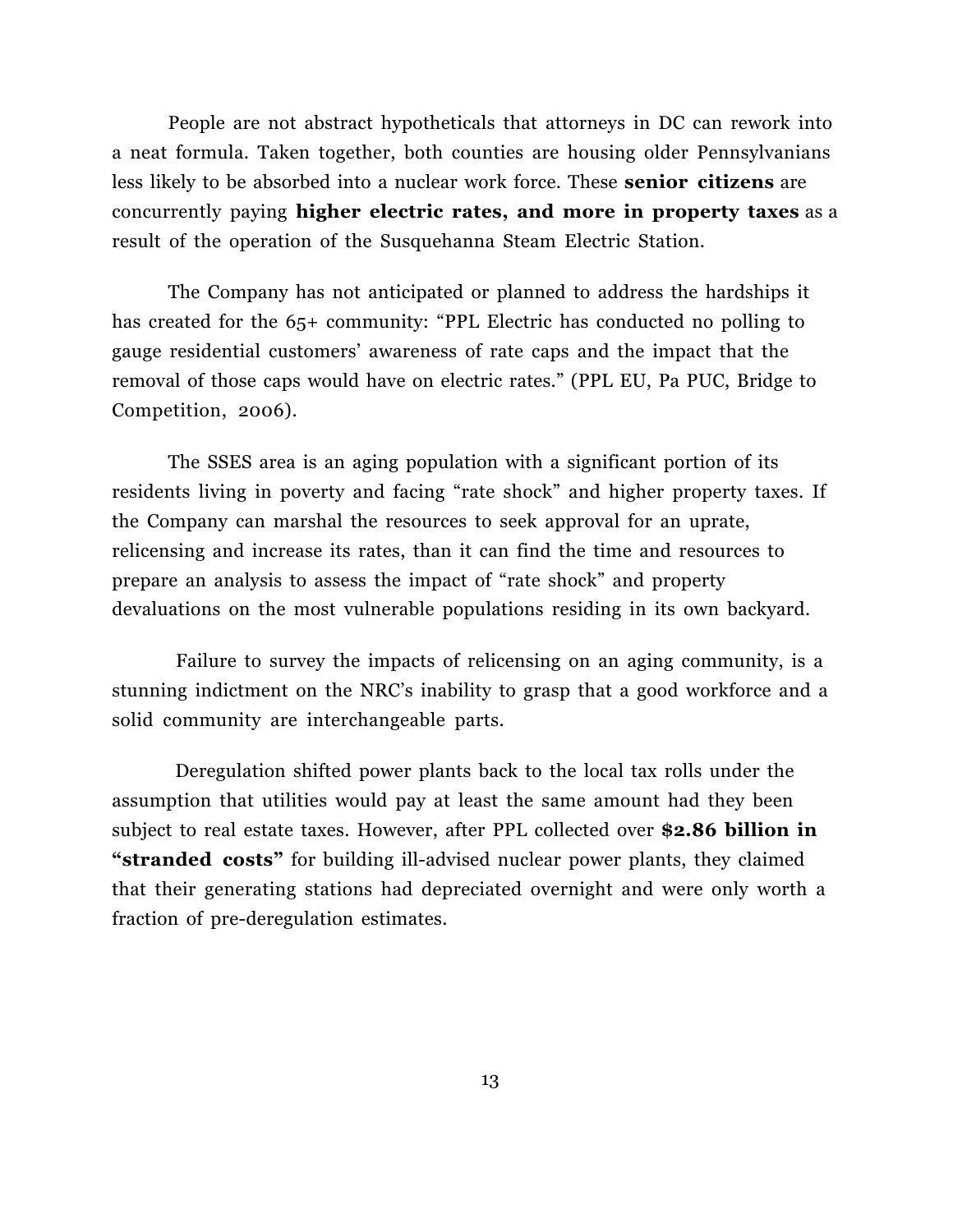People are not abstract hypotheticals that attorneys in DC can rework into a neat formula. Taken together, both counties are housing older Pennsylvanians less likely to be absorbed into a nuclear work force. These **senior citizens** are concurrently paying **higher electric rates, and more in property taxes** as a result of the operation of the Susquehanna Steam Electric Station.

The Company has not anticipated or planned to address the hardships it has created for the 65+ community: "PPL Electric has conducted no polling to gauge residential customers' awareness of rate caps and the impact that the removal of those caps would have on electric rates." (PPL EU, Pa PUC, Bridge to Competition, 2006).

The SSES area is an aging population with a significant portion of its residents living in poverty and facing "rate shock" and higher property taxes. If the Company can marshal the resources to seek approval for an uprate, relicensing and increase its rates, than it can find the time and resources to prepare an analysis to assess the impact of "rate shock" and property devaluations on the most vulnerable populations residing in its own backyard.

Failure to survey the impacts of relicensing on an aging community, is a stunning indictment on the NRC's inability to grasp that a good workforce and a solid community are interchangeable parts.

Deregulation shifted power plants back to the local tax rolls under the assumption that utilities would pay at least the same amount had they been subject to real estate taxes. However, after PPL collected over **$2.86 billion in "stranded costs"** for building ill-advised nuclear power plants, they claimed that their generating stations had depreciated overnight and were only worth a fraction of pre-deregulation estimates.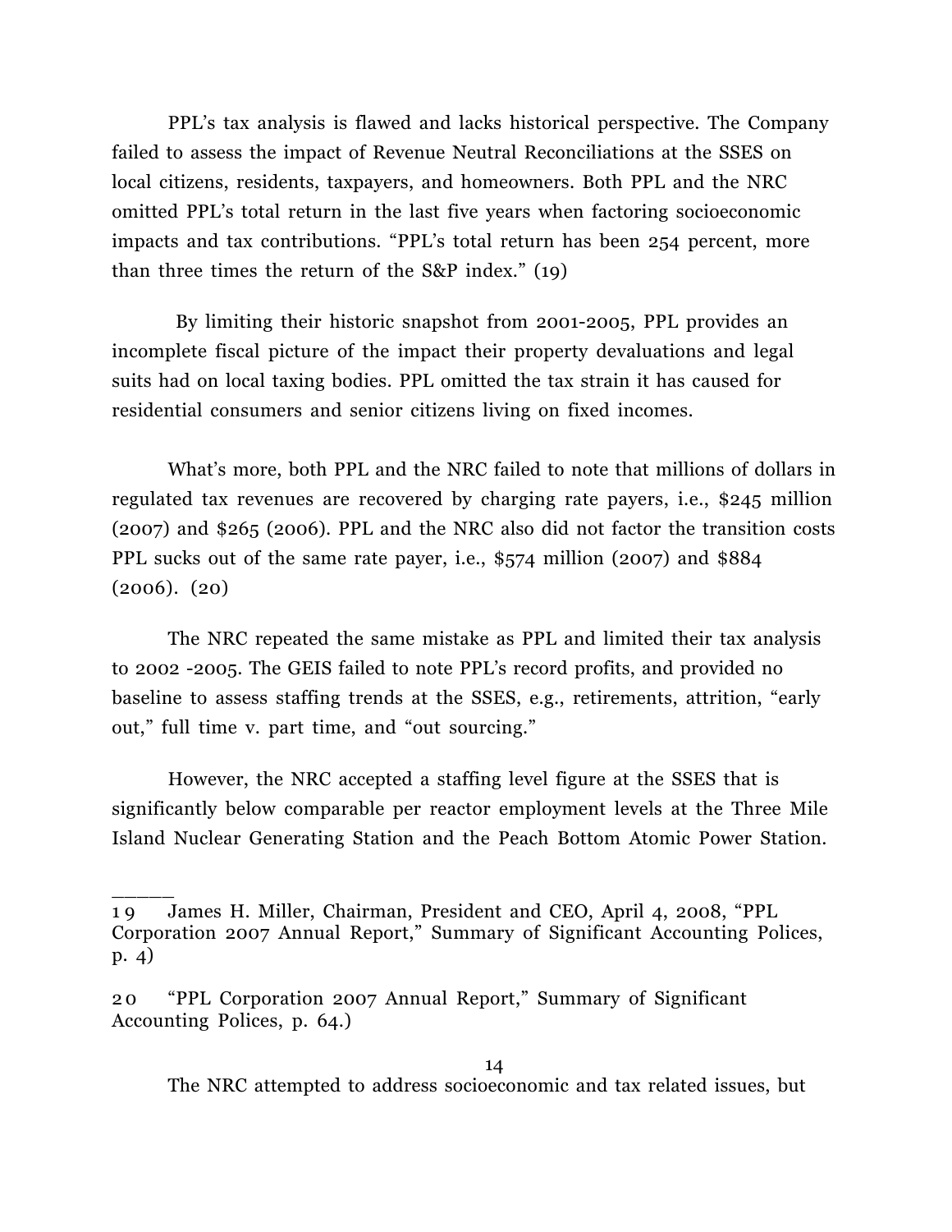PPL's tax analysis is flawed and lacks historical perspective. The Company failed to assess the impact of Revenue Neutral Reconciliations at the SSES on local citizens, residents, taxpayers, and homeowners. Both PPL and the NRC omitted PPL's total return in the last five years when factoring socioeconomic impacts and tax contributions. "PPL's total return has been 254 percent, more than three times the return of the S&P index." (19)

By limiting their historic snapshot from 2001-2005, PPL provides an incomplete fiscal picture of the impact their property devaluations and legal suits had on local taxing bodies. PPL omitted the tax strain it has caused for residential consumers and senior citizens living on fixed incomes.

What's more, both PPL and the NRC failed to note that millions of dollars in regulated tax revenues are recovered by charging rate payers, i.e., $245 million (2007) and $265 (2006). PPL and the NRC also did not factor the transition costs PPL sucks out of the same rate payer, i.e., $574 million (2007) and $884 (2006). (20)

The NRC repeated the same mistake as PPL and limited their tax analysis to 2002 -2005. The GEIS failed to note PPL's record profits, and provided no baseline to assess staffing trends at the SSES, e.g., retirements, attrition, "early out," full time v. part time, and "out sourcing."

However, the NRC accepted a staffing level figure at the SSES that is significantly below comparable per reactor employment levels at the Three Mile Island Nuclear Generating Station and the Peach Bottom Atomic Power Station.

______

19 James H. Miller, Chairman, President and CEO, April 4, 2008, "PPL Corporation 2007 Annual Report," Summary of Significant Accounting Polices, p. 4)

20 "PPL Corporation 2007 Annual Report," Summary of Significant Accounting Polices, p. 64.)

The NRC attempted to address socioeconomic and tax related issues, but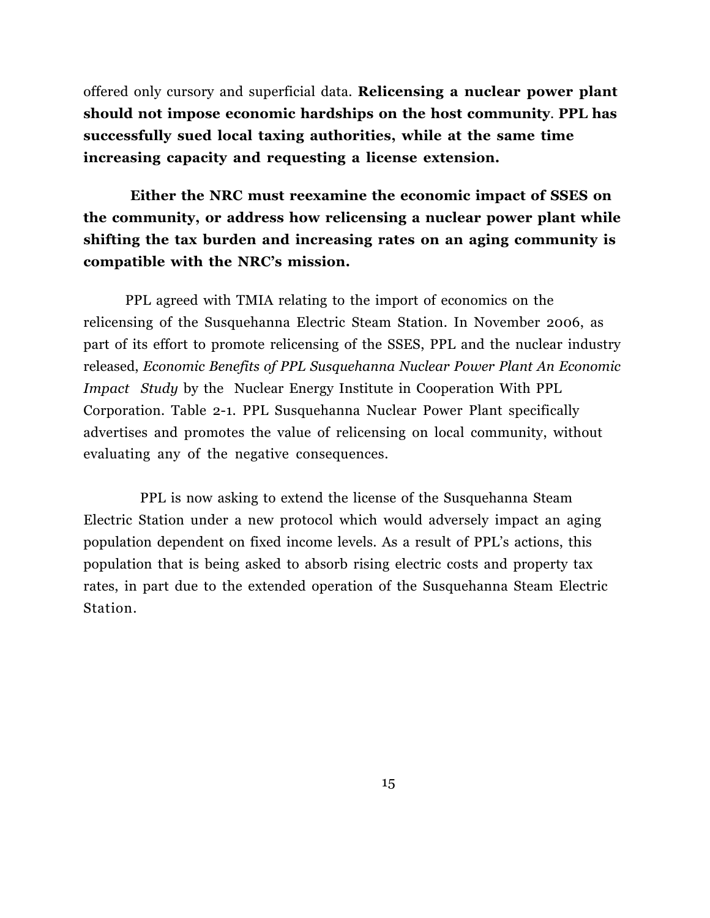offered only cursory and superficial data. **Relicensing a nuclear power plant should not impose economic hardships on the host community**. **PPL has successfully sued local taxing authorities, while at the same time increasing capacity and requesting a license extension.**

**Either the NRC must reexamine the economic impact of SSES on the community, or address how relicensing a nuclear power plant while shifting the tax burden and increasing rates on an aging community is compatible with the NRC's mission.**

PPL agreed with TMIA relating to the import of economics on the relicensing of the Susquehanna Electric Steam Station. In November 2006, as part of its effort to promote relicensing of the SSES, PPL and the nuclear industry released, *Economic Benefits of PPL Susquehanna Nuclear Power Plant An Economic Impact Study* by the Nuclear Energy Institute in Cooperation With PPL Corporation. Table 2-1. PPL Susquehanna Nuclear Power Plant specifically advertises and promotes the value of relicensing on local community, without evaluating any of the negative consequences.

PPL is now asking to extend the license of the Susquehanna Steam Electric Station under a new protocol which would adversely impact an aging population dependent on fixed income levels. As a result of PPL's actions, this population that is being asked to absorb rising electric costs and property tax rates, in part due to the extended operation of the Susquehanna Steam Electric Station.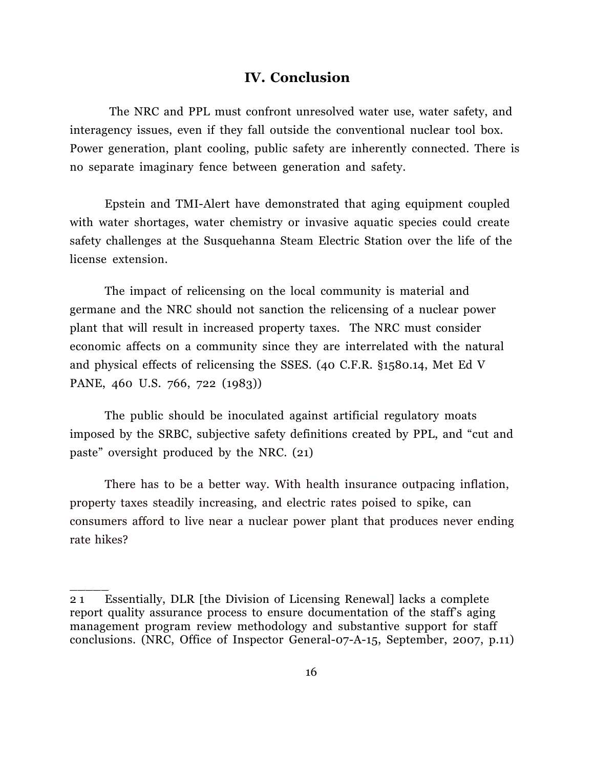## IV. Conclusion

The NRC and PPL must confront unresolved water use, water safety, and interagency issues, even if they fall outside the conventional nuclear tool box. Power generation, plant cooling, public safety are inherently connected. There is no separate imaginary fence between generation and safety.

Epstein and TMI-Alert have demonstrated that aging equipment coupled with water shortages, water chemistry or invasive aquatic species could create safety challenges at the Susquehanna Steam Electric Station over the life of the license extension.

The impact of relicensing on the local community is material and germane and the NRC should not sanction the relicensing of a nuclear power plant that will result in increased property taxes. The NRC must consider economic affects on a community since they are interrelated with the natural and physical effects of relicensing the SSES. (40 C.F.R. §1580.14, Met Ed V PANE, 460 U.S. 766, 722 (1983))

The public should be inoculated against artificial regulatory moats imposed by the SRBC, subjective safety definitions created by PPL, and "cut and paste" oversight produced by the NRC. (21)

There has to be a better way. With health insurance outpacing inflation, property taxes steadily increasing, and electric rates poised to spike, can consumers afford to live near a nuclear power plant that produces never ending rate hikes?

______

21 Essentially, DLR [the Division of Licensing Renewal] lacks a complete report quality assurance process to ensure documentation of the staff's aging management program review methodology and substantive support for staff conclusions. (NRC, Office of Inspector General-07-A-15, September, 2007, p.11)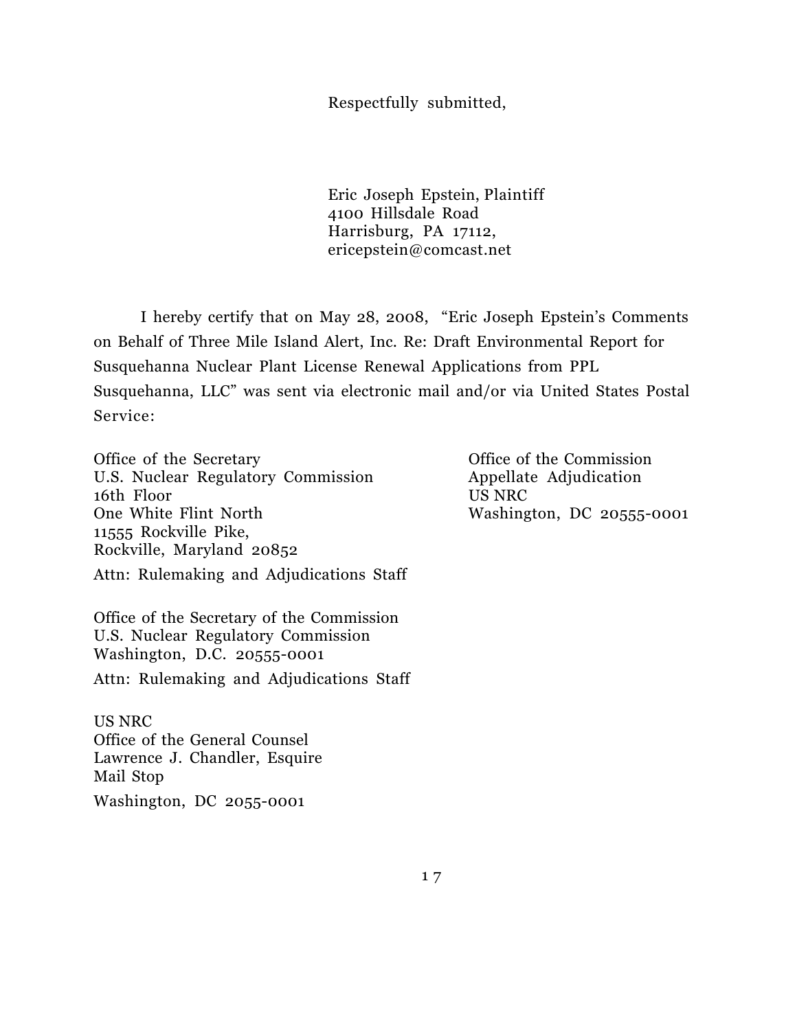Respectfully submitted,

Eric Joseph Epstein, Plaintiff
4100 Hillsdale Road
Harrisburg, PA 17112,
ericepstein@comcast.net

I hereby certify that on May 28, 2008, "Eric Joseph Epstein's Comments on Behalf of Three Mile Island Alert, Inc. Re: Draft Environmental Report for Susquehanna Nuclear Plant License Renewal Applications from PPL Susquehanna, LLC" was sent via electronic mail and/or via United States Postal Service:

Office of the Secretary
U.S. Nuclear Regulatory Commission
16th Floor
One White Flint North
11555 Rockville Pike,
Rockville, Maryland 20852
Attn: Rulemaking and Adjudications Staff

Office of the Commission
Appellate Adjudication
US NRC
Washington, DC 20555-0001

Office of the Secretary of the Commission
U.S. Nuclear Regulatory Commission
Washington, D.C. 20555-0001
Attn: Rulemaking and Adjudications Staff

US NRC
Office of the General Counsel
Lawrence J. Chandler, Esquire
Mail Stop
Washington, DC 2055-0001